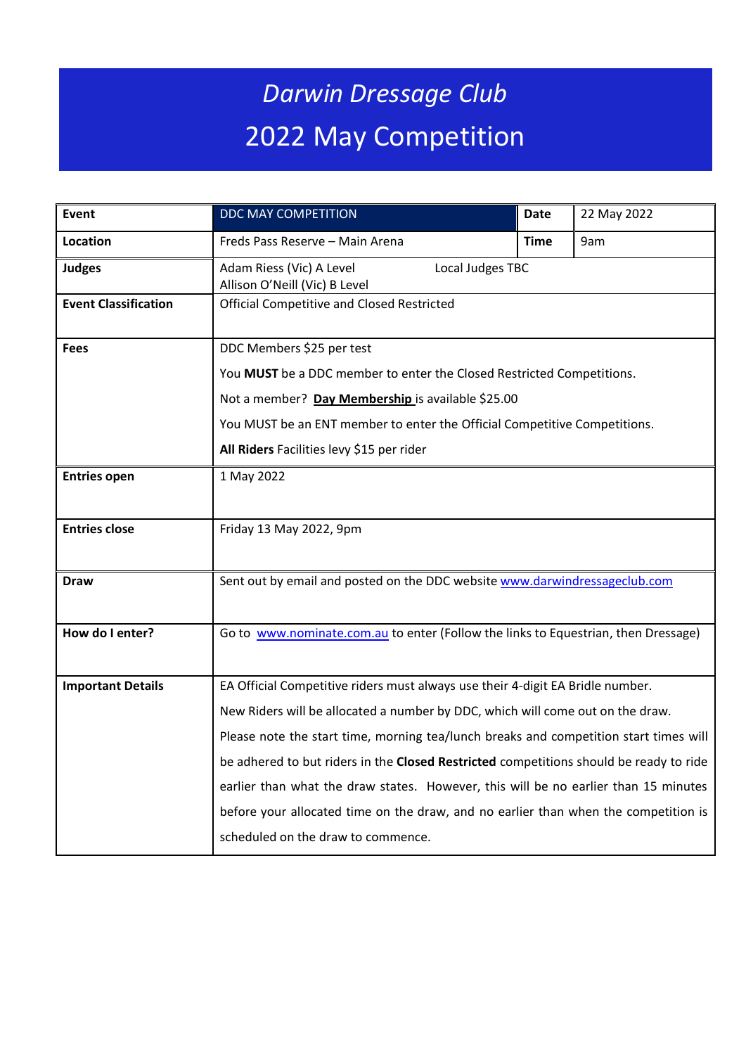# *Darwin Dressage Club*

# 2022 May Competition

| Event | DDC MAY COMPETITION | Date | 22 May 2022 |
|---|---|---|---|
| **Location** | Freds Pass Reserve – Main Arena | **Time** | 9am |
| **Judges** | Adam Riess (Vic) A Level<br>Allison O'Neill (Vic) B Level<br>Local Judges TBC | | |
| **Event Classification** | Official Competitive and Closed Restricted | | |
| **Fees** | DDC Members $25 per test<br>You **MUST** be a DDC member to enter the Closed Restricted Competitions.<br>Not a member? **Day Membership** is available $25.00<br>You MUST be an ENT member to enter the Official Competitive Competitions.<br>**All Riders** Facilities levy $15 per rider | | |
| **Entries open** | 1 May 2022 | | |
| **Entries close** | Friday 13 May 2022, 9pm | | |
| **Draw** | Sent out by email and posted on the DDC website www.darwindressageclub.com | | |
| **How do I enter?** | Go to www.nominate.com.au to enter (Follow the links to Equestrian, then Dressage) | | |
| **Important Details** | EA Official Competitive riders must always use their 4-digit EA Bridle number.<br>New Riders will be allocated a number by DDC, which will come out on the draw.<br>Please note the start time, morning tea/lunch breaks and competition start times will be adhered to but riders in the **Closed Restricted** competitions should be ready to ride earlier than what the draw states. However, this will be no earlier than 15 minutes before your allocated time on the draw, and no earlier than when the competition is scheduled on the draw to commence. | | |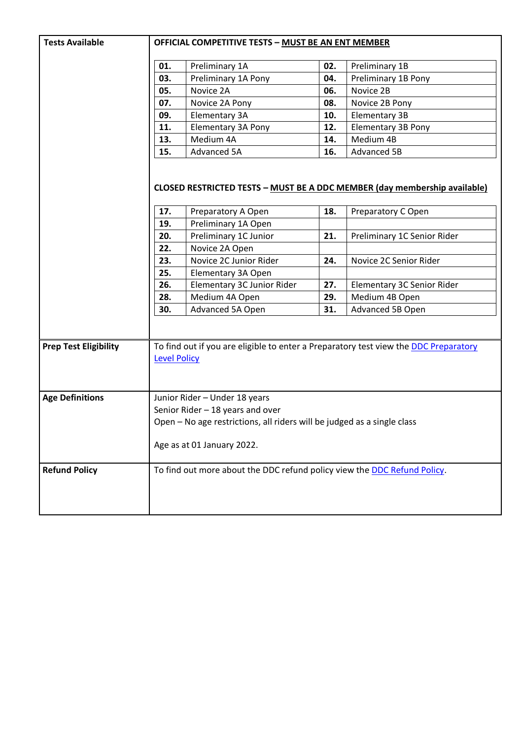| | |
|---|---|
| **Tests Available** | **OFFICIAL COMPETITIVE TESTS – MUST BE AN ENT MEMBER** |

| | | | |
|---|---|---|---|
| **01.** | Preliminary 1A | **02.** | Preliminary 1B |
| **03.** | Preliminary 1A Pony | **04.** | Preliminary 1B Pony |
| **05.** | Novice 2A | **06.** | Novice 2B |
| **07.** | Novice 2A Pony | **08.** | Novice 2B Pony |
| **09.** | Elementary 3A | **10.** | Elementary 3B |
| **11.** | Elementary 3A Pony | **12.** | Elementary 3B Pony |
| **13.** | Medium 4A | **14.** | Medium 4B |
| **15.** | Advanced 5A | **16.** | Advanced 5B |

**CLOSED RESTRICTED TESTS – MUST BE A DDC MEMBER (day membership available)**

| | | | |
|---|---|---|---|
| **17.** | Preparatory A Open | **18.** | Preparatory C Open |
| **19.** | Preliminary 1A Open | | |
| **20.** | Preliminary 1C Junior | **21.** | Preliminary 1C Senior Rider |
| **22.** | Novice 2A Open | | |
| **23.** | Novice 2C Junior Rider | **24.** | Novice 2C Senior Rider |
| **25.** | Elementary 3A Open | | |
| **26.** | Elementary 3C Junior Rider | **27.** | Elementary 3C Senior Rider |
| **28.** | Medium 4A Open | **29.** | Medium 4B Open |
| **30.** | Advanced 5A Open | **31.** | Advanced 5B Open |

| | |
|---|---|
| **Prep Test Eligibility** | To find out if you are eligible to enter a Preparatory test view the DDC Preparatory Level Policy |
| **Age Definitions** | Junior Rider – Under 18 years<br>Senior Rider – 18 years and over<br>Open – No age restrictions, all riders will be judged as a single class<br><br>Age as at 01 January 2022. |
| **Refund Policy** | To find out more about the DDC refund policy view the DDC Refund Policy. |